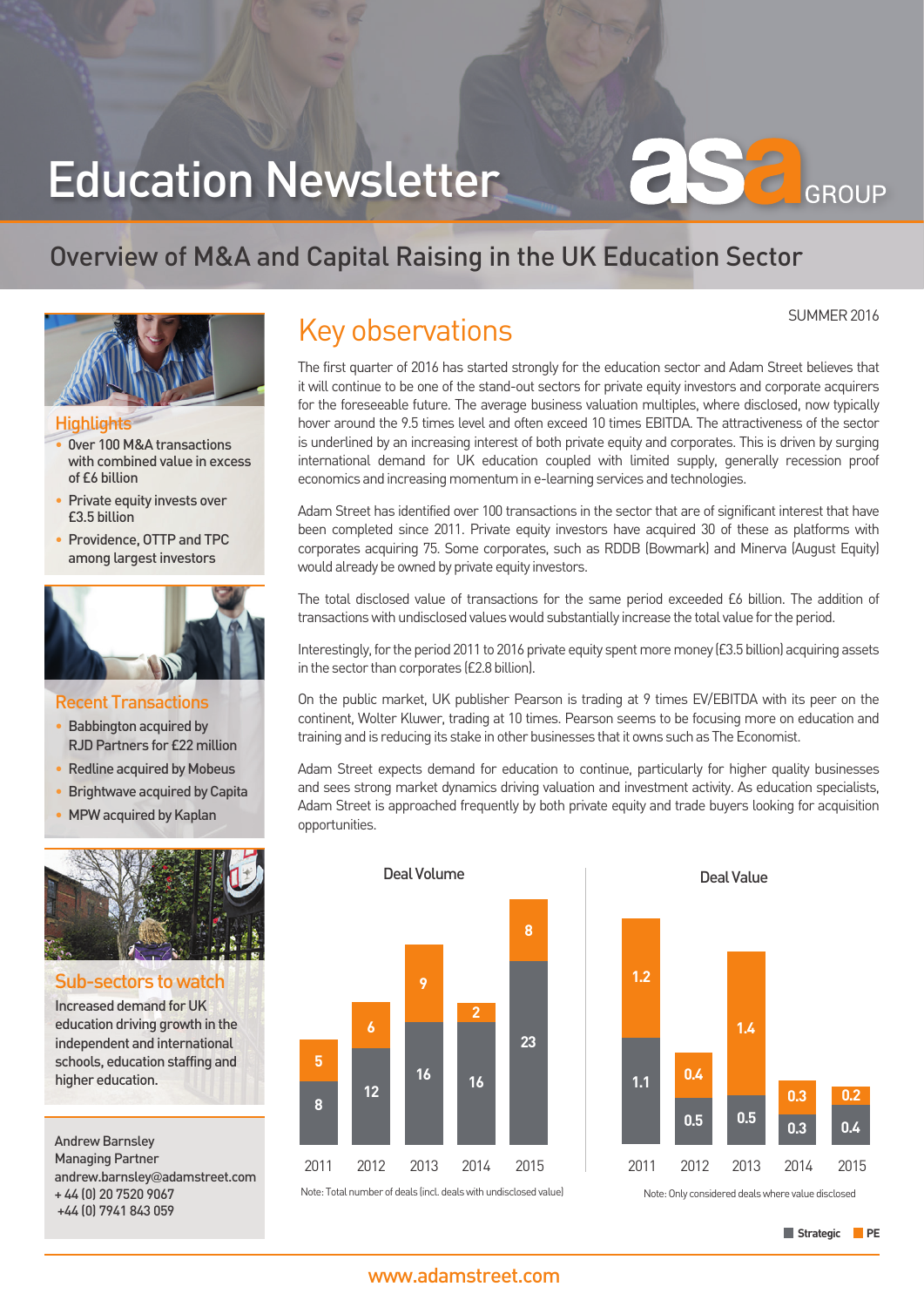# Education Newsletter

asa GROUP

## Overview of M&A and Capital Raising in the UK Education Sector

SUMMER 2016

### Highlights

- Over 100 M&A transactions with combined value in excess of £6 billion
- Private equity invests over £3.5 billion
- Providence, OTTP and TPC among largest investors

### Recent Transactions

- Babbington acquired by RJD Partners for £22 million
- Redline acquired by Mobeus
- Brightwave acquired by Capita
- MPW acquired by Kaplan

### Sub-sectors to watch

Increased demand for UK education driving growth in the independent and international schools, education staffing and higher education.

Andrew Barnsley
Managing Partner
andrew.barnsley@adamstreet.com
+ 44 (0) 20 7520 9067
+44 (0) 7941 843 059

## Key observations

The first quarter of 2016 has started strongly for the education sector and Adam Street believes that it will continue to be one of the stand-out sectors for private equity investors and corporate acquirers for the foreseeable future. The average business valuation multiples, where disclosed, now typically hover around the 9.5 times level and often exceed 10 times EBITDA. The attractiveness of the sector is underlined by an increasing interest of both private equity and corporates. This is driven by surging international demand for UK education coupled with limited supply, generally recession proof economics and increasing momentum in e-learning services and technologies.

Adam Street has identified over 100 transactions in the sector that are of significant interest that have been completed since 2011. Private equity investors have acquired 30 of these as platforms with corporates acquiring 75. Some corporates, such as RDDB (Bowmark) and Minerva (August Equity) would already be owned by private equity investors.

The total disclosed value of transactions for the same period exceeded £6 billion. The addition of transactions with undisclosed values would substantially increase the total value for the period.

Interestingly, for the period 2011 to 2016 private equity spent more money (£3.5 billion) acquiring assets in the sector than corporates (£2.8 billion).

On the public market, UK publisher Pearson is trading at 9 times EV/EBITDA with its peer on the continent, Wolter Kluwer, trading at 10 times. Pearson seems to be focusing more on education and training and is reducing its stake in other businesses that it owns such as The Economist.

Adam Street expects demand for education to continue, particularly for higher quality businesses and sees strong market dynamics driving valuation and investment activity. As education specialists, Adam Street is approached frequently by both private equity and trade buyers looking for acquisition opportunities.

**Deal Volume**

| Year | Strategic | PE |
|---|---|---|
| 2011 | 8 | 5 |
| 2012 | 12 | 6 |
| 2013 | 16 | 9 |
| 2014 | 16 | 2 |
| 2015 | 23 | 8 |

Note: Total number of deals (incl. deals with undisclosed value)

**Deal Value**

| Year | Strategic | PE |
|---|---|---|
| 2011 | 1.1 | 1.2 |
| 2012 | 0.5 | 0.4 |
| 2013 | 0.5 | 1.4 |
| 2014 | 0.3 | 0.3 |
| 2015 | 0.4 | 0.2 |

Note: Only considered deals where value disclosed

www.adamstreet.com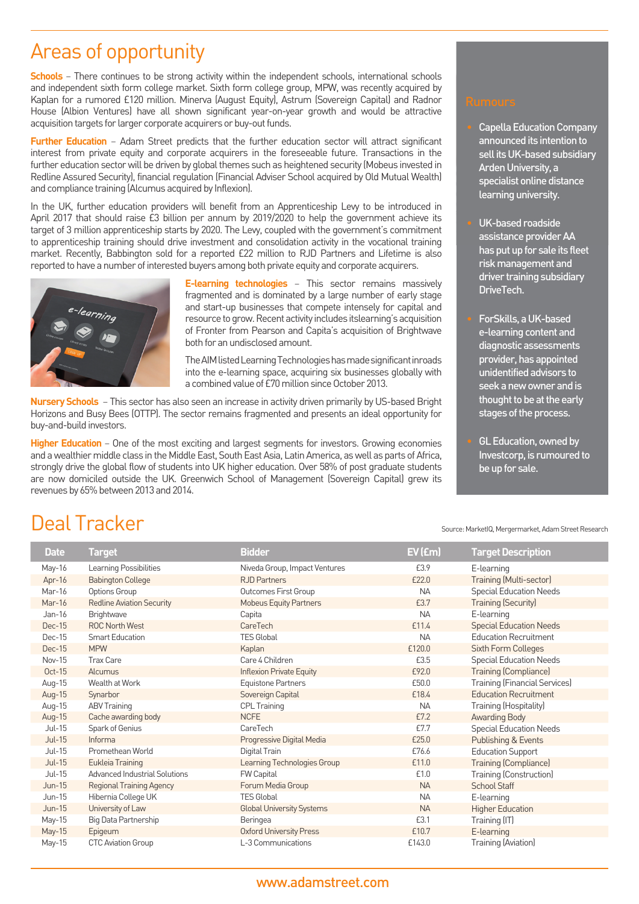# Areas of opportunity

**Schools** – There continues to be strong activity within the independent schools, international schools and independent sixth form college market. Sixth form college group, MPW, was recently acquired by Kaplan for a rumored £120 million. Minerva (August Equity), Astrum (Sovereign Capital) and Radnor House (Albion Ventures) have all shown significant year-on-year growth and would be attractive acquisition targets for larger corporate acquirers or buy-out funds.

**Further Education** – Adam Street predicts that the further education sector will attract significant interest from private equity and corporate acquirers in the foreseeable future. Transactions in the further education sector will be driven by global themes such as heightened security (Mobeus invested in Redline Assured Security), financial regulation (Financial Adviser School acquired by Old Mutual Wealth) and compliance training (Alcumus acquired by Inflexion).

In the UK, further education providers will benefit from an Apprenticeship Levy to be introduced in April 2017 that should raise £3 billion per annum by 2019/2020 to help the government achieve its target of 3 million apprenticeship starts by 2020. The Levy, coupled with the government's commitment to apprenticeship training should drive investment and consolidation activity in the vocational training market. Recently, Babbington sold for a reported £22 million to RJD Partners and Lifetime is also reported to have a number of interested buyers among both private equity and corporate acquirers.

**E-learning technologies** – This sector remains massively fragmented and is dominated by a large number of early stage and start-up businesses that compete intensely for capital and resource to grow. Recent activity includes itslearning's acquisition of Fronter from Pearson and Capita's acquisition of Brightwave both for an undisclosed amount.

The AIM listed Learning Technologies has made significant inroads into the e-learning space, acquiring six businesses globally with a combined value of £70 million since October 2013.

**Nursery Schools** – This sector has also seen an increase in activity driven primarily by US-based Bright Horizons and Busy Bees (OTTP). The sector remains fragmented and presents an ideal opportunity for buy-and-build investors.

**Higher Education** – One of the most exciting and largest segments for investors. Growing economies and a wealthier middle class in the Middle East, South East Asia, Latin America, as well as parts of Africa, strongly drive the global flow of students into UK higher education. Over 58% of post graduate students are now domiciled outside the UK. Greenwich School of Management (Sovereign Capital) grew its revenues by 65% between 2013 and 2014.

## Rumours

- Capella Education Company announced its intention to sell its UK-based subsidiary Arden University, a specialist online distance learning university.
- UK-based roadside assistance provider AA has put up for sale its fleet risk management and driver training subsidiary DriveTech.
- ForSkills, a UK-based e-learning content and diagnostic assessments provider, has appointed unidentified advisors to seek a new owner and is thought to be at the early stages of the process.
- GL Education, owned by Investcorp, is rumoured to be up for sale.

# Deal Tracker

Source: MarketIQ, Mergermarket, Adam Street Research

| Date | Target | Bidder | EV (£m) | Target Description |
|---|---|---|---|---|
| May-16 | Learning Possibilities | Niveda Group, Impact Ventures | £3.9 | E-learning |
| Apr-16 | Babington College | RJD Partners | £22.0 | Training (Multi-sector) |
| Mar-16 | Options Group | Outcomes First Group | NA | Special Education Needs |
| Mar-16 | Redline Aviation Security | Mobeus Equity Partners | £3.7 | Training (Security) |
| Jan-16 | Brightwave | Capita | NA | E-learning |
| Dec-15 | ROC North West | CareTech | £11.4 | Special Education Needs |
| Dec-15 | Smart Education | TES Global | NA | Education Recruitment |
| Dec-15 | MPW | Kaplan | £120.0 | Sixth Form Colleges |
| Nov-15 | Trax Care | Care 4 Children | £3.5 | Special Education Needs |
| Oct-15 | Alcumus | Inflexion Private Equity | £92.0 | Training (Compliance) |
| Aug-15 | Wealth at Work | Equistone Partners | £50.0 | Training (Financial Services) |
| Aug-15 | Synarbor | Sovereign Capital | £18.4 | Education Recruitment |
| Aug-15 | ABV Training | CPL Training | NA | Training (Hospitality) |
| Aug-15 | Cache awarding body | NCFE | £7.2 | Awarding Body |
| Jul-15 | Spark of Genius | CareTech | £7.7 | Special Education Needs |
| Jul-15 | Informa | Progressive Digital Media | £25.0 | Publishing & Events |
| Jul-15 | Promethean World | Digital Train | £76.6 | Education Support |
| Jul-15 | Eukleia Training | Learning Technologies Group | £11.0 | Training (Compliance) |
| Jul-15 | Advanced Industrial Solutions | FW Capital | £1.0 | Training (Construction) |
| Jun-15 | Regional Training Agency | Forum Media Group | NA | School Staff |
| Jun-15 | Hibernia College UK | TES Global | NA | E-learning |
| Jun-15 | University of Law | Global University Systems | NA | Higher Education |
| May-15 | Big Data Partnership | Beringea | £3.1 | Training (IT) |
| May-15 | Epigeum | Oxford University Press | £10.7 | E-learning |
| May-15 | CTC Aviation Group | L-3 Communications | £143.0 | Training (Aviation) |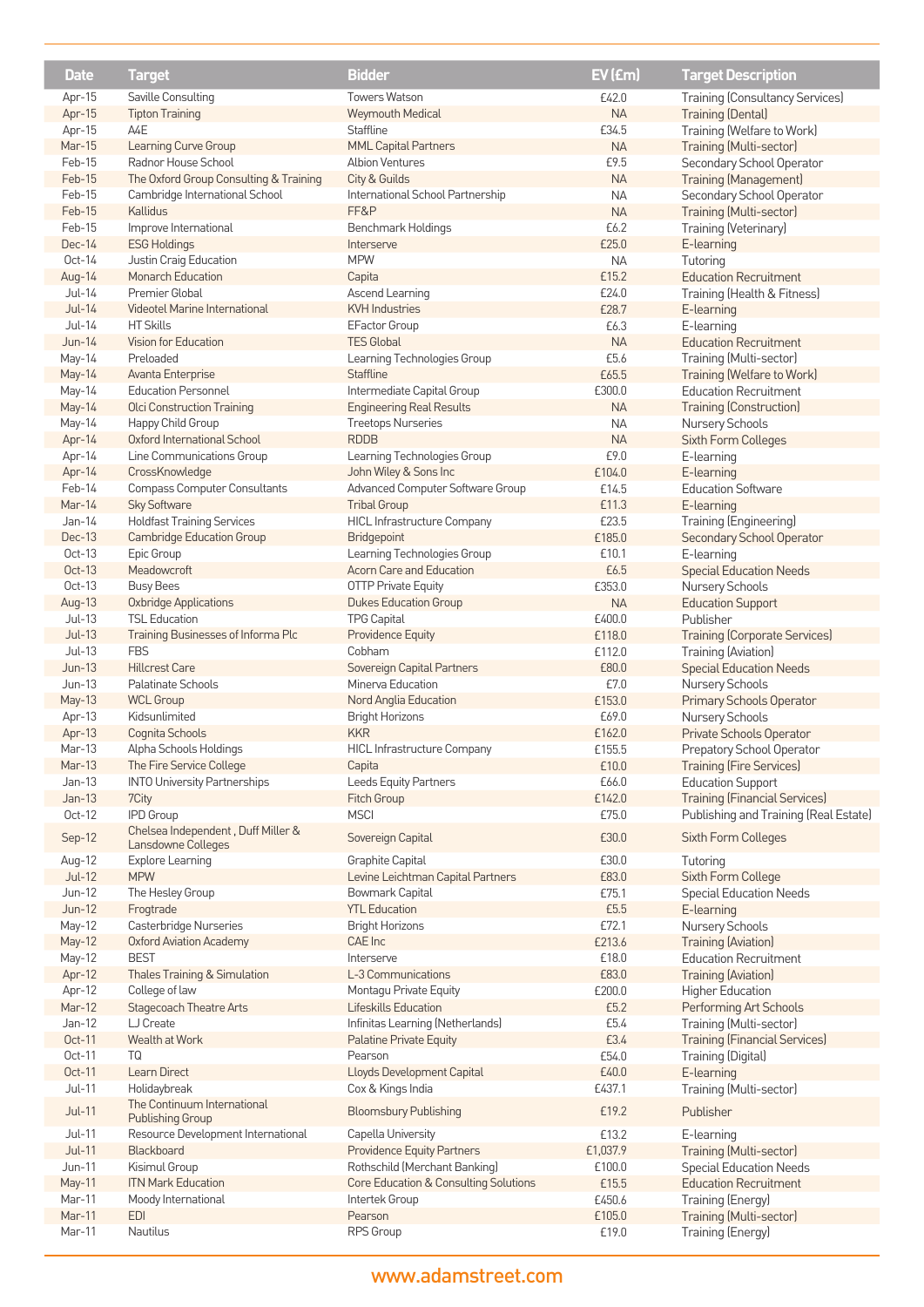| Date | Target | Bidder | EV (£m) | Target Description |
|---|---|---|---|---|
| Apr-15 | Saville Consulting | Towers Watson | £42.0 | Training (Consultancy Services) |
| Apr-15 | Tipton Training | Weymouth Medical | NA | Training (Dental) |
| Apr-15 | A4E | Staffline | £34.5 | Training (Welfare to Work) |
| Mar-15 | Learning Curve Group | MML Capital Partners | NA | Training (Multi-sector) |
| Feb-15 | Radnor House School | Albion Ventures | £9.5 | Secondary School Operator |
| Feb-15 | The Oxford Group Consulting & Training | City & Guilds | NA | Training (Management) |
| Feb-15 | Cambridge International School | International School Partnership | NA | Secondary School Operator |
| Feb-15 | Kallidus | FF&P | NA | Training (Multi-sector) |
| Feb-15 | Improve International | Benchmark Holdings | £6.2 | Training (Veterinary) |
| Dec-14 | ESG Holdings | Interserve | £25.0 | E-learning |
| Oct-14 | Justin Craig Education | MPW | NA | Tutoring |
| Aug-14 | Monarch Education | Capita | £15.2 | Education Recruitment |
| Jul-14 | Premier Global | Ascend Learning | £24.0 | Training (Health & Fitness) |
| Jul-14 | Videotel Marine International | KVH Industries | £28.7 | E-learning |
| Jul-14 | HT Skills | EFactor Group | £6.3 | E-learning |
| Jun-14 | Vision for Education | TES Global | NA | Education Recruitment |
| May-14 | Preloaded | Learning Technologies Group | £5.6 | Training (Multi-sector) |
| May-14 | Avanta Enterprise | Staffline | £65.5 | Training (Welfare to Work) |
| May-14 | Education Personnel | Intermediate Capital Group | £300.0 | Education Recruitment |
| May-14 | Olci Construction Training | Engineering Real Results | NA | Training (Construction) |
| May-14 | Happy Child Group | Treetops Nurseries | NA | Nursery Schools |
| Apr-14 | Oxford International School | RDDB | NA | Sixth Form Colleges |
| Apr-14 | Line Communications Group | Learning Technologies Group | £9.0 | E-learning |
| Apr-14 | CrossKnowledge | John Wiley & Sons Inc | £104.0 | E-learning |
| Feb-14 | Compass Computer Consultants | Advanced Computer Software Group | £14.5 | Education Software |
| Mar-14 | Sky Software | Tribal Group | £11.3 | E-learning |
| Jan-14 | Holdfast Training Services | HICL Infrastructure Company | £23.5 | Training (Engineering) |
| Dec-13 | Cambridge Education Group | Bridgepoint | £185.0 | Secondary School Operator |
| Oct-13 | Epic Group | Learning Technologies Group | £10.1 | E-learning |
| Oct-13 | Meadowcroft | Acorn Care and Education | £6.5 | Special Education Needs |
| Oct-13 | Busy Bees | OTTP Private Equity | £353.0 | Nursery Schools |
| Aug-13 | Oxbridge Applications | Dukes Education Group | NA | Education Support |
| Jul-13 | TSL Education | TPG Capital | £400.0 | Publisher |
| Jul-13 | Training Businesses of Informa Plc | Providence Equity | £118.0 | Training (Corporate Services) |
| Jul-13 | FBS | Cobham | £112.0 | Training (Aviation) |
| Jun-13 | Hillcrest Care | Sovereign Capital Partners | £80.0 | Special Education Needs |
| Jun-13 | Palatinate Schools | Minerva Education | £7.0 | Nursery Schools |
| May-13 | WCL Group | Nord Anglia Education | £153.0 | Primary Schools Operator |
| Apr-13 | Kidsunlimited | Bright Horizons | £69.0 | Nursery Schools |
| Apr-13 | Cognita Schools | KKR | £162.0 | Private Schools Operator |
| Mar-13 | Alpha Schools Holdings | HICL Infrastructure Company | £155.5 | Preparatory School Operator |
| Mar-13 | The Fire Service College | Capita | £10.0 | Training (Fire Services) |
| Jan-13 | INTO University Partnerships | Leeds Equity Partners | £66.0 | Education Support |
| Jan-13 | 7City | Fitch Group | £142.0 | Training (Financial Services) |
| Oct-12 | IPD Group | MSCI | £75.0 | Publishing and Training (Real Estate) |
| Sep-12 | Chelsea Independent , Duff Miller & Lansdowne Colleges | Sovereign Capital | £30.0 | Sixth Form Colleges |
| Aug-12 | Explore Learning | Graphite Capital | £30.0 | Tutoring |
| Jul-12 | MPW | Levine Leichtman Capital Partners | £83.0 | Sixth Form College |
| Jun-12 | The Hesley Group | Bowmark Capital | £75.1 | Special Education Needs |
| Jun-12 | Frogtrade | YTL Education | £5.5 | E-learning |
| May-12 | Casterbridge Nurseries | Bright Horizons | £72.1 | Nursery Schools |
| May-12 | Oxford Aviation Academy | CAE Inc | £213.6 | Training (Aviation) |
| May-12 | BEST | Interserve | £18.0 | Education Recruitment |
| Apr-12 | Thales Training & Simulation | L-3 Communications | £83.0 | Training (Aviation) |
| Apr-12 | College of law | Montagu Private Equity | £200.0 | Higher Education |
| Mar-12 | Stagecoach Theatre Arts | Lifeskills Education | £5.2 | Performing Art Schools |
| Jan-12 | LJ Create | Infinitas Learning (Netherlands) | £5.4 | Training (Multi-sector) |
| Oct-11 | Wealth at Work | Palatine Private Equity | £3.4 | Training (Financial Services) |
| Oct-11 | TQ | Pearson | £54.0 | Training (Digital) |
| Oct-11 | Learn Direct | Lloyds Development Capital | £40.0 | E-learning |
| Jul-11 | Holidaybreak | Cox & Kings India | £437.1 | Training (Multi-sector) |
| Jul-11 | The Continuum International Publishing Group | Bloomsbury Publishing | £19.2 | Publisher |
| Jul-11 | Resource Development International | Capella University | £13.2 | E-learning |
| Jul-11 | Blackboard | Providence Equity Partners | £1,037.9 | Training (Multi-sector) |
| Jun-11 | Kisimul Group | Rothschild (Merchant Banking) | £100.0 | Special Education Needs |
| May-11 | ITN Mark Education | Core Education & Consulting Solutions | £15.5 | Education Recruitment |
| Mar-11 | Moody International | Intertek Group | £450.6 | Training (Energy) |
| Mar-11 | EDI | Pearson | £105.0 | Training (Multi-sector) |
| Mar-11 | Nautilus | RPS Group | £19.0 | Training (Energy) |

www.adamstreet.com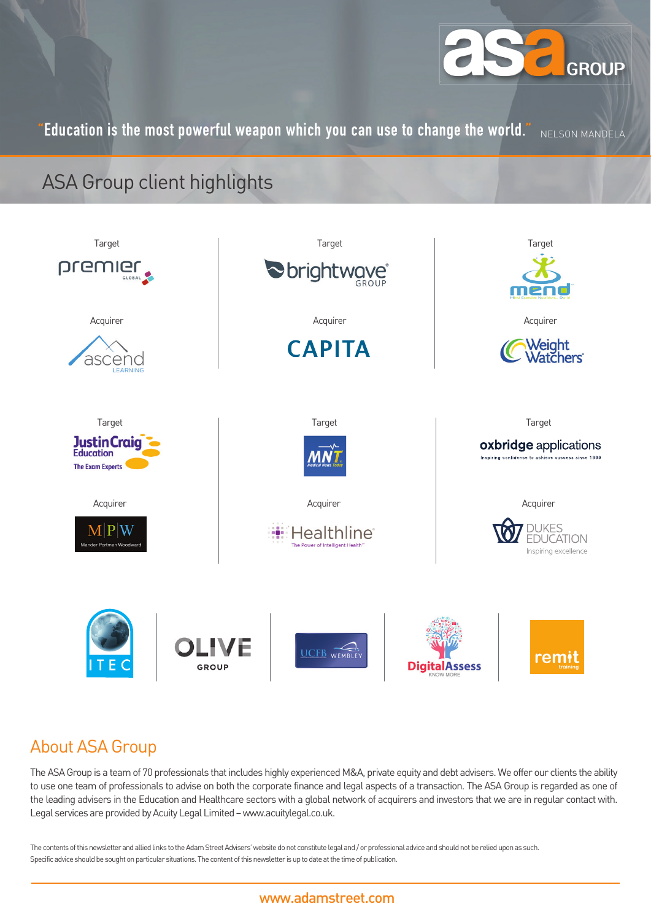"Education is the most powerful weapon which you can use to change the world." NELSON MANDELA

## ASA Group client highlights

Target
premier GLOBAL

Acquirer
ascend LEARNING

Target
brightwave GROUP

Acquirer
CAPITA

Target
mend

Acquirer
Weight Watchers

Target
JustinCraig Education The Exam Experts

Acquirer
M|P|W Mander Portman Woodward

Target
MNT Medical News Today

Acquirer
Healthline The Power of Intelligent Health

Target
oxbridge applications Inspiring confidence to achieve success since 1999

Acquirer
DUKES EDUCATION Inspiring excellence

ITEC

OLIVE GROUP

UCFB WEMBLEY

DigitalAssess KNOW MORE

remit training

## About ASA Group

The ASA Group is a team of 70 professionals that includes highly experienced M&A, private equity and debt advisers. We offer our clients the ability to use one team of professionals to advise on both the corporate finance and legal aspects of a transaction. The ASA Group is regarded as one of the leading advisers in the Education and Healthcare sectors with a global network of acquirers and investors that we are in regular contact with. Legal services are provided by Acuity Legal Limited – www.acuitylegal.co.uk.

The contents of this newsletter and allied links to the Adam Street Advisers' website do not constitute legal and / or professional advice and should not be relied upon as such. Specific advice should be sought on particular situations. The content of this newsletter is up to date at the time of publication.

www.adamstreet.com